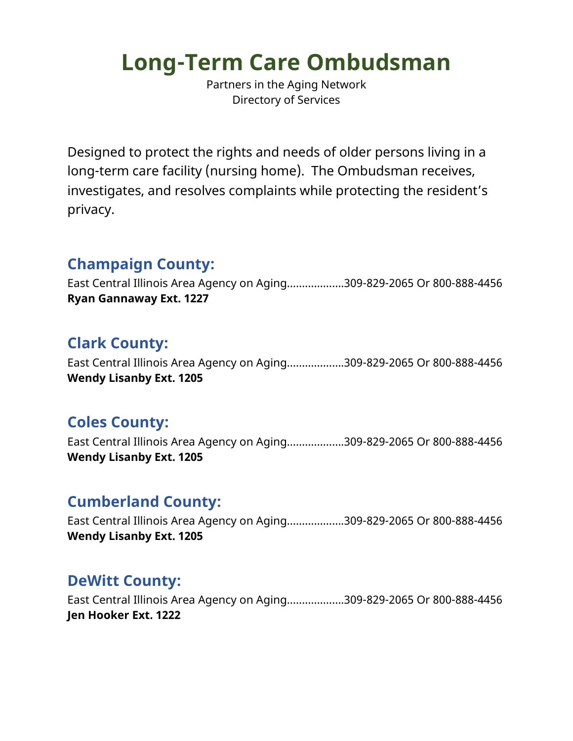# Long-Term Care Ombudsman

Partners in the Aging Network
Directory of Services

Designed to protect the rights and needs of older persons living in a long-term care facility (nursing home). The Ombudsman receives, investigates, and resolves complaints while protecting the resident's privacy.

## Champaign County:

East Central Illinois Area Agency on Aging..................309-829-2065 Or 800-888-4456
**Ryan Gannaway Ext. 1227**

## Clark County:

East Central Illinois Area Agency on Aging..................309-829-2065 Or 800-888-4456
**Wendy Lisanby Ext. 1205**

## Coles County:

East Central Illinois Area Agency on Aging..................309-829-2065 Or 800-888-4456
**Wendy Lisanby Ext. 1205**

## Cumberland County:

East Central Illinois Area Agency on Aging..................309-829-2065 Or 800-888-4456
**Wendy Lisanby Ext. 1205**

## DeWitt County:

East Central Illinois Area Agency on Aging..................309-829-2065 Or 800-888-4456
**Jen Hooker Ext. 1222**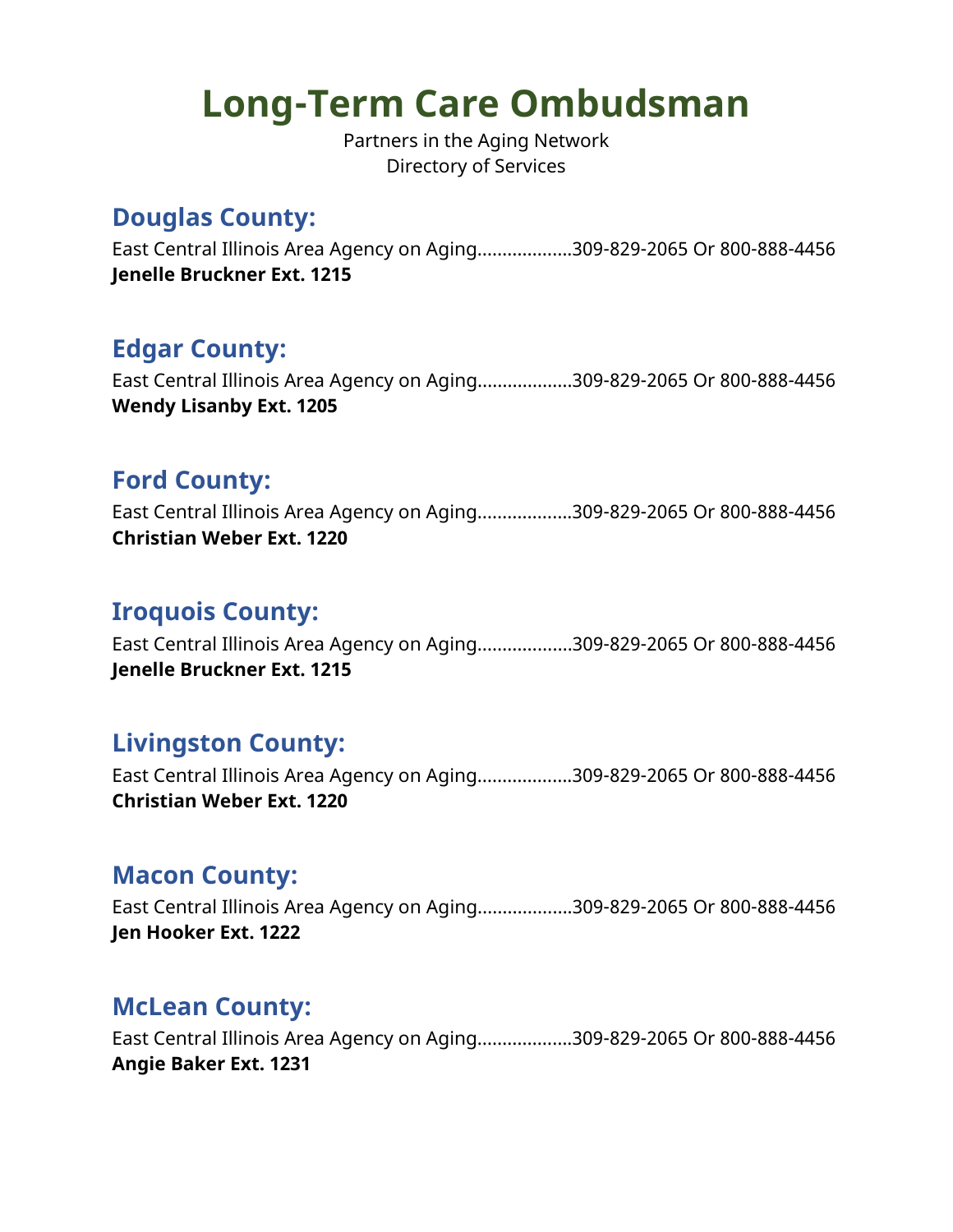# Long-Term Care Ombudsman

Partners in the Aging Network
Directory of Services

## Douglas County:

East Central Illinois Area Agency on Aging...................309-829-2065 Or 800-888-4456
**Jenelle Bruckner Ext. 1215**

## Edgar County:

East Central Illinois Area Agency on Aging...................309-829-2065 Or 800-888-4456
**Wendy Lisanby Ext. 1205**

## Ford County:

East Central Illinois Area Agency on Aging...................309-829-2065 Or 800-888-4456
**Christian Weber Ext. 1220**

## Iroquois County:

East Central Illinois Area Agency on Aging...................309-829-2065 Or 800-888-4456
**Jenelle Bruckner Ext. 1215**

## Livingston County:

East Central Illinois Area Agency on Aging...................309-829-2065 Or 800-888-4456
**Christian Weber Ext. 1220**

## Macon County:

East Central Illinois Area Agency on Aging...................309-829-2065 Or 800-888-4456
**Jen Hooker Ext. 1222**

## McLean County:

East Central Illinois Area Agency on Aging...................309-829-2065 Or 800-888-4456
**Angie Baker Ext. 1231**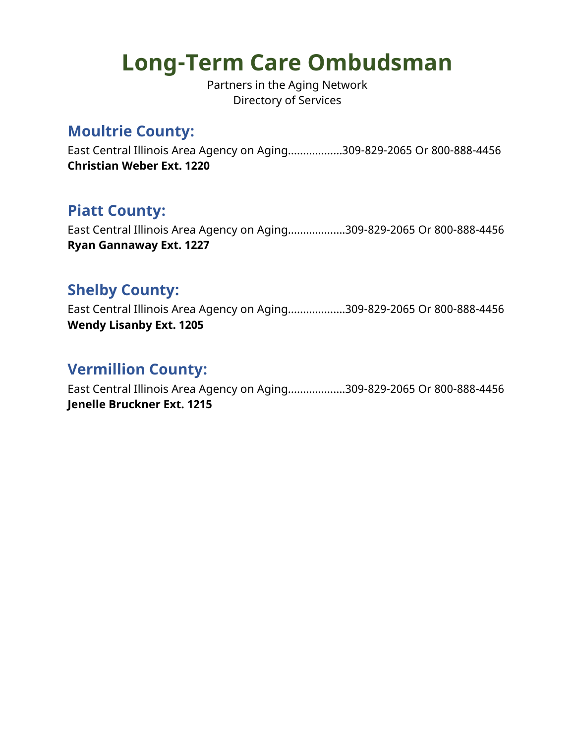# Long-Term Care Ombudsman

Partners in the Aging Network
Directory of Services

## Moultrie County:

East Central Illinois Area Agency on Aging..................309-829-2065 Or 800-888-4456
**Christian Weber Ext. 1220**

## Piatt County:

East Central Illinois Area Agency on Aging...................309-829-2065 Or 800-888-4456
**Ryan Gannaway Ext. 1227**

## Shelby County:

East Central Illinois Area Agency on Aging...................309-829-2065 Or 800-888-4456
**Wendy Lisanby Ext. 1205**

## Vermillion County:

East Central Illinois Area Agency on Aging...................309-829-2065 Or 800-888-4456
**Jenelle Bruckner Ext. 1215**